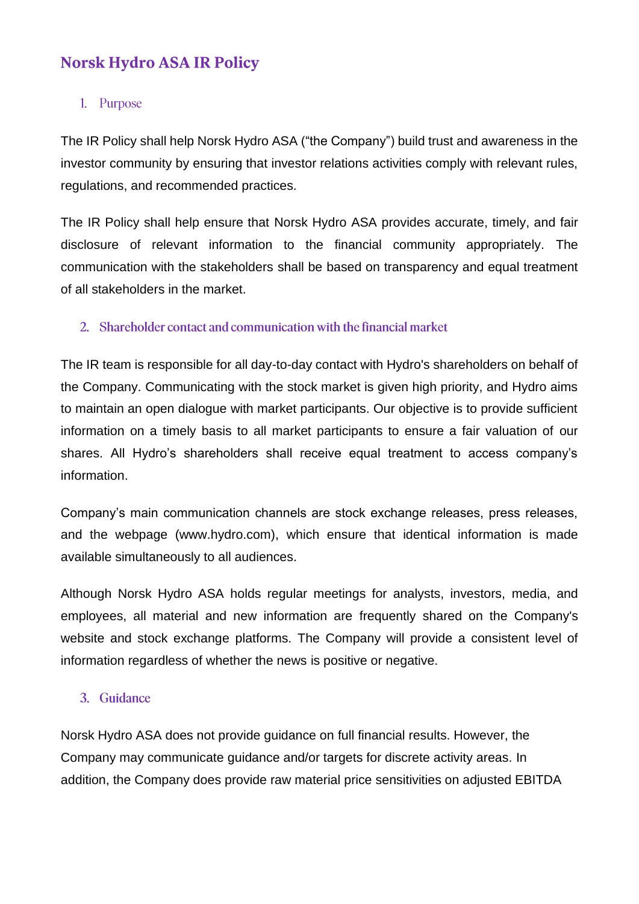# Norsk Hydro ASA IR Policy

## 1. Purpose

The IR Policy shall help Norsk Hydro ASA ("the Company") build trust and awareness in the investor community by ensuring that investor relations activities comply with relevant rules, regulations, and recommended practices.

The IR Policy shall help ensure that Norsk Hydro ASA provides accurate, timely, and fair disclosure of relevant information to the financial community appropriately. The communication with the stakeholders shall be based on transparency and equal treatment of all stakeholders in the market.

## 2. Shareholder contact and communication with the financial market

The IR team is responsible for all day-to-day contact with Hydro's shareholders on behalf of the Company. Communicating with the stock market is given high priority, and Hydro aims to maintain an open dialogue with market participants. Our objective is to provide sufficient information on a timely basis to all market participants to ensure a fair valuation of our shares. All Hydro's shareholders shall receive equal treatment to access company's information.

Company's main communication channels are stock exchange releases, press releases, and the webpage (www.hydro.com), which ensure that identical information is made available simultaneously to all audiences.

Although Norsk Hydro ASA holds regular meetings for analysts, investors, media, and employees, all material and new information are frequently shared on the Company's website and stock exchange platforms. The Company will provide a consistent level of information regardless of whether the news is positive or negative.

## 3. Guidance

Norsk Hydro ASA does not provide guidance on full financial results. However, the Company may communicate guidance and/or targets for discrete activity areas. In addition, the Company does provide raw material price sensitivities on adjusted EBITDA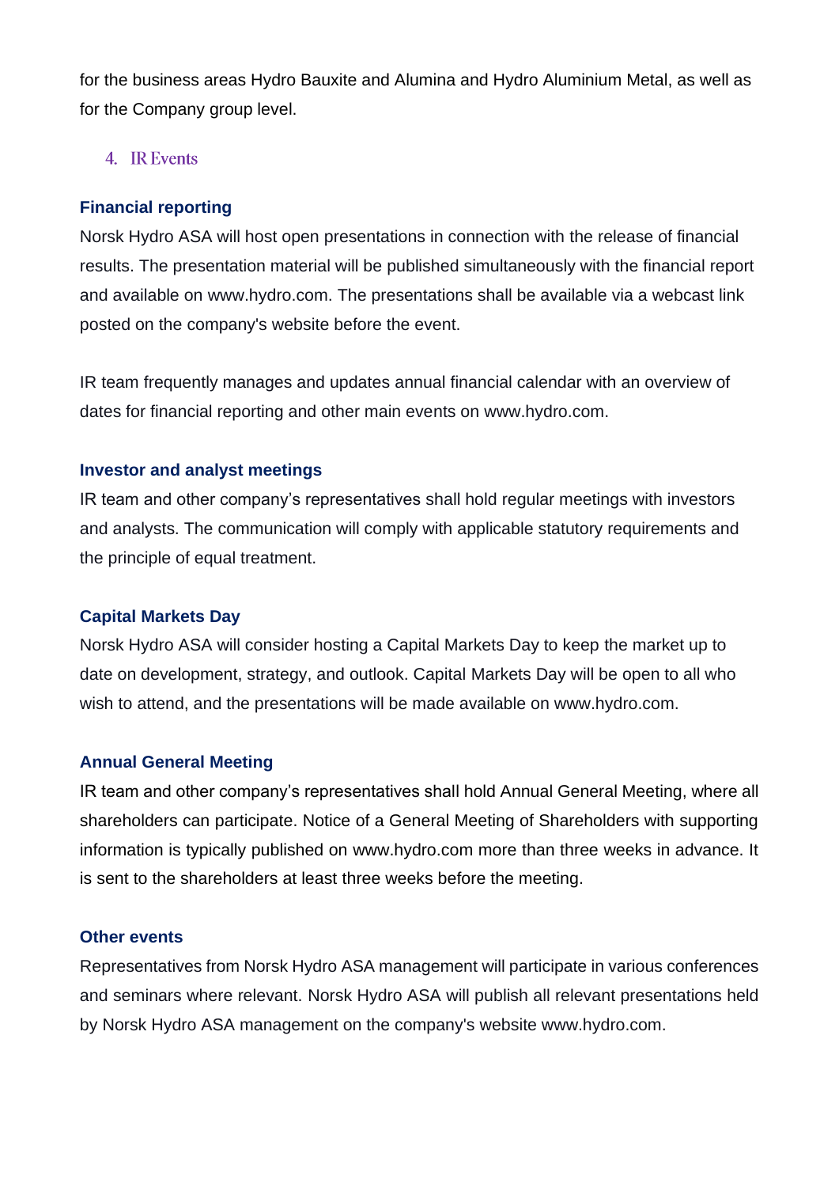for the business areas Hydro Bauxite and Alumina and Hydro Aluminium Metal, as well as for the Company group level.

## 4. IR Events

### Financial reporting

Norsk Hydro ASA will host open presentations in connection with the release of financial results. The presentation material will be published simultaneously with the financial report and available on www.hydro.com. The presentations shall be available via a webcast link posted on the company's website before the event.

IR team frequently manages and updates annual financial calendar with an overview of dates for financial reporting and other main events on www.hydro.com.

### Investor and analyst meetings

IR team and other company's representatives shall hold regular meetings with investors and analysts. The communication will comply with applicable statutory requirements and the principle of equal treatment.

### Capital Markets Day

Norsk Hydro ASA will consider hosting a Capital Markets Day to keep the market up to date on development, strategy, and outlook. Capital Markets Day will be open to all who wish to attend, and the presentations will be made available on www.hydro.com.

### Annual General Meeting

IR team and other company's representatives shall hold Annual General Meeting, where all shareholders can participate. Notice of a General Meeting of Shareholders with supporting information is typically published on www.hydro.com more than three weeks in advance. It is sent to the shareholders at least three weeks before the meeting.

### Other events

Representatives from Norsk Hydro ASA management will participate in various conferences and seminars where relevant. Norsk Hydro ASA will publish all relevant presentations held by Norsk Hydro ASA management on the company's website www.hydro.com.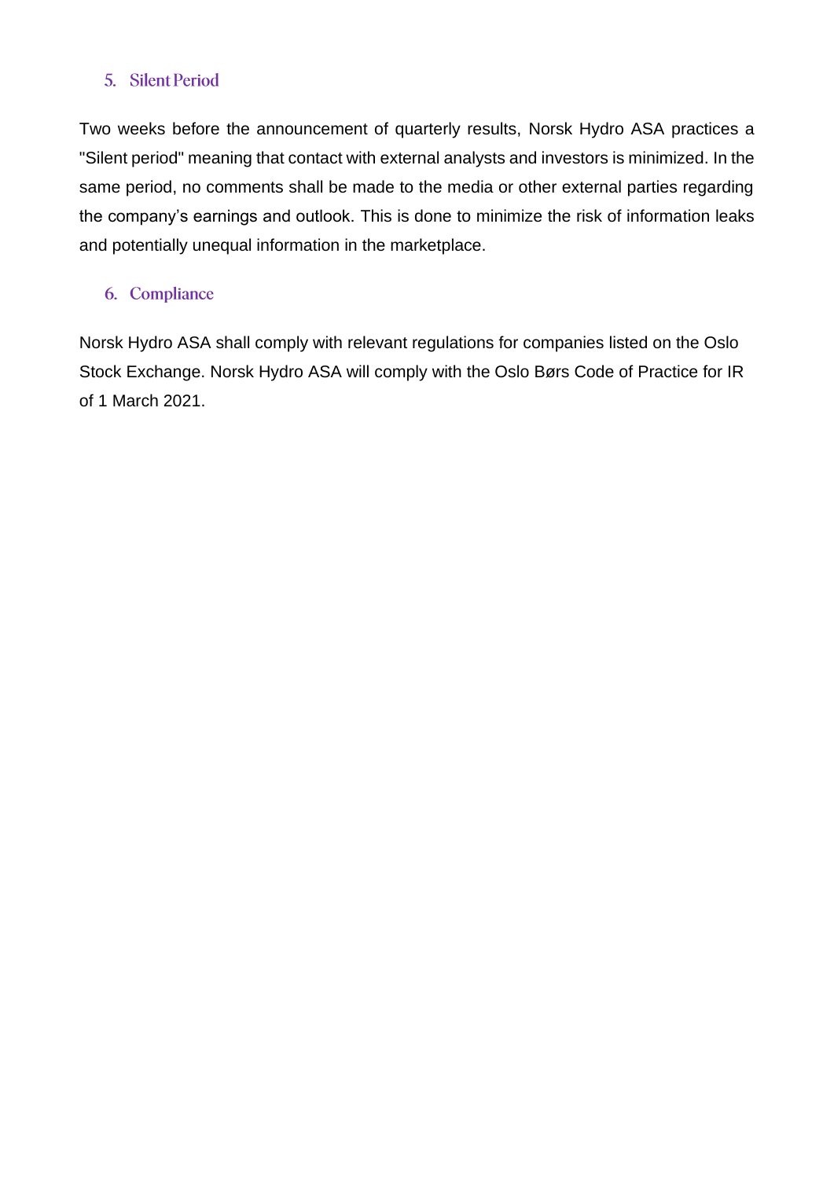## 5. Silent Period

Two weeks before the announcement of quarterly results, Norsk Hydro ASA practices a "Silent period" meaning that contact with external analysts and investors is minimized. In the same period, no comments shall be made to the media or other external parties regarding the company's earnings and outlook. This is done to minimize the risk of information leaks and potentially unequal information in the marketplace.

## 6. Compliance

Norsk Hydro ASA shall comply with relevant regulations for companies listed on the Oslo Stock Exchange. Norsk Hydro ASA will comply with the Oslo Børs Code of Practice for IR of 1 March 2021.